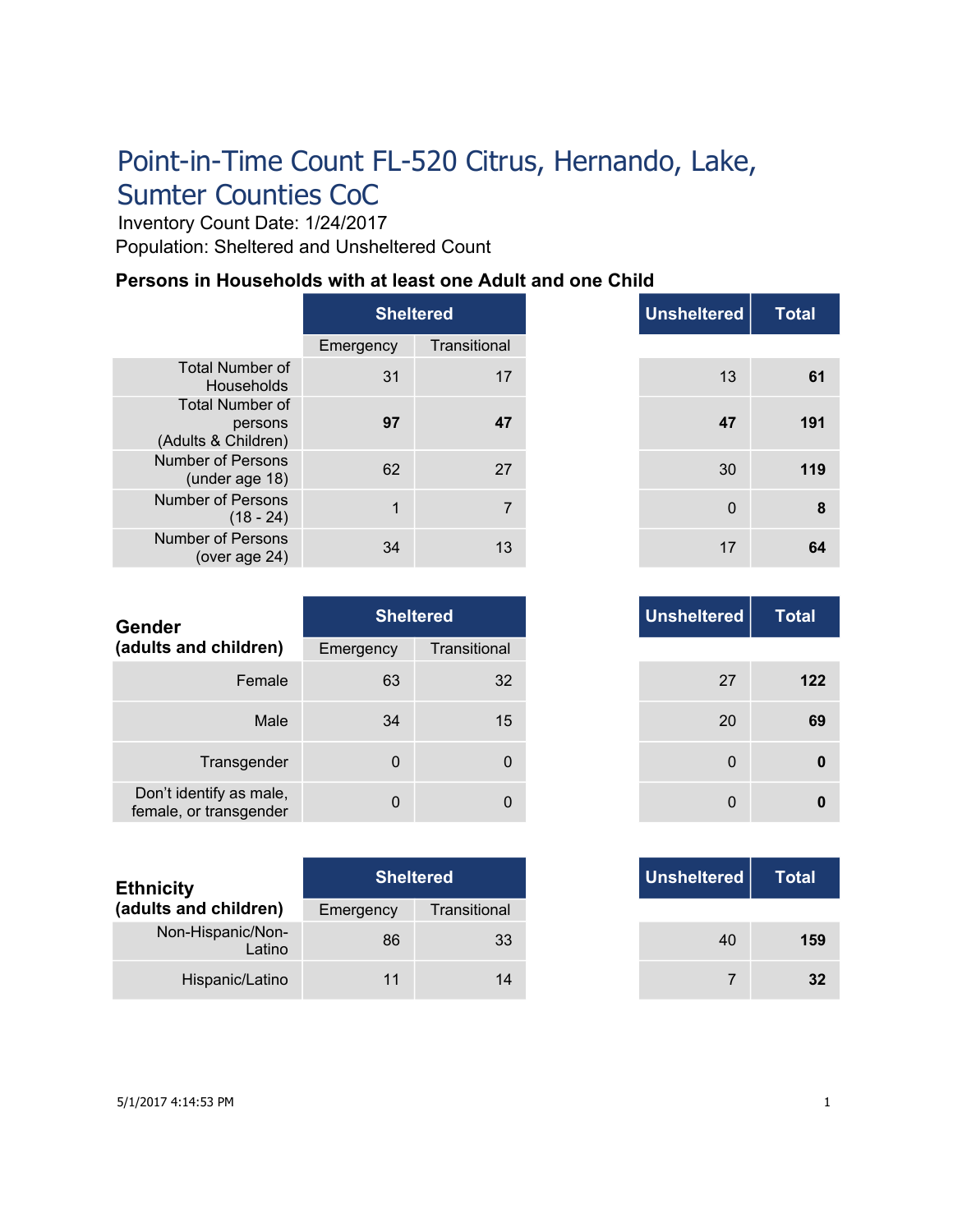# Point-in-Time Count FL-520 Citrus, Hernando, Lake, Sumter Counties CoC

Inventory Count Date: 1/24/2017

Population: Sheltered and Unsheltered Count

## Persons in Households with at least one Adult and one Child

| | Sheltered | | Unsheltered | Total |
|---|---|---|---|---|
| | Emergency | Transitional | | |
| Total Number of Households | 31 | 17 | 13 | **61** |
| Total Number of persons (Adults & Children) | **97** | **47** | **47** | **191** |
| Number of Persons (under age 18) | 62 | 27 | 30 | **119** |
| Number of Persons (18 - 24) | 1 | 7 | 0 | **8** |
| Number of Persons (over age 24) | 34 | 13 | 17 | **64** |

| **Gender (adults and children)** | Sheltered | | Unsheltered | Total |
|---|---|---|---|---|
| | Emergency | Transitional | | |
| Female | 63 | 32 | 27 | **122** |
| Male | 34 | 15 | 20 | **69** |
| Transgender | 0 | 0 | 0 | **0** |
| Don’t identify as male, female, or transgender | 0 | 0 | 0 | **0** |

| **Ethnicity (adults and children)** | Sheltered | | Unsheltered | Total |
|---|---|---|---|---|
| | Emergency | Transitional | | |
| Non-Hispanic/Non-Latino | 86 | 33 | 40 | **159** |
| Hispanic/Latino | 11 | 14 | 7 | **32** |

5/1/2017 4:14:53 PM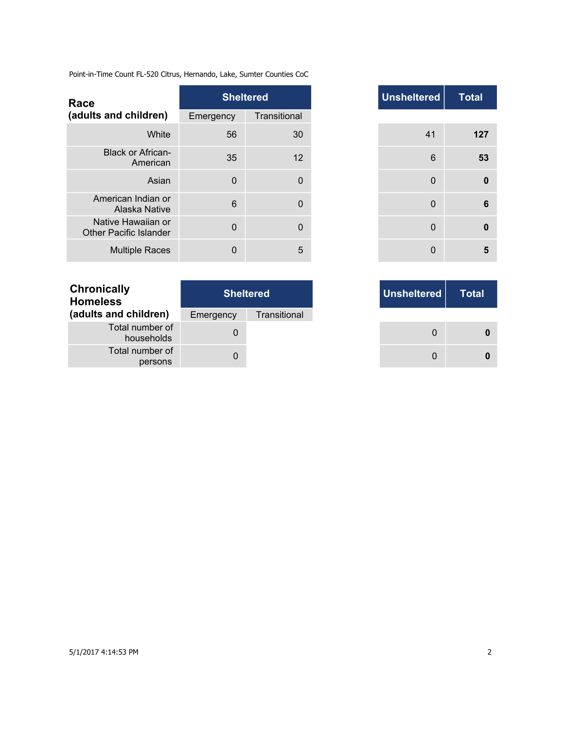Point-in-Time Count FL-520 Citrus, Hernando, Lake, Sumter Counties CoC

| Race (adults and children) | Sheltered | | Unsheltered | Total |
|---|---|---|---|---|
| | Emergency | Transitional | | |
| White | 56 | 30 | 41 | **127** |
| Black or African-American | 35 | 12 | 6 | **53** |
| Asian | 0 | 0 | 0 | **0** |
| American Indian or Alaska Native | 6 | 0 | 0 | **6** |
| Native Hawaiian or Other Pacific Islander | 0 | 0 | 0 | **0** |
| Multiple Races | 0 | 5 | 0 | **5** |

| Chronically Homeless (adults and children) | Sheltered | | Unsheltered | Total |
|---|---|---|---|---|
| | Emergency | Transitional | | |
| Total number of households | 0 | | 0 | **0** |
| Total number of persons | 0 | | 0 | **0** |

5/1/2017 4:14:53 PM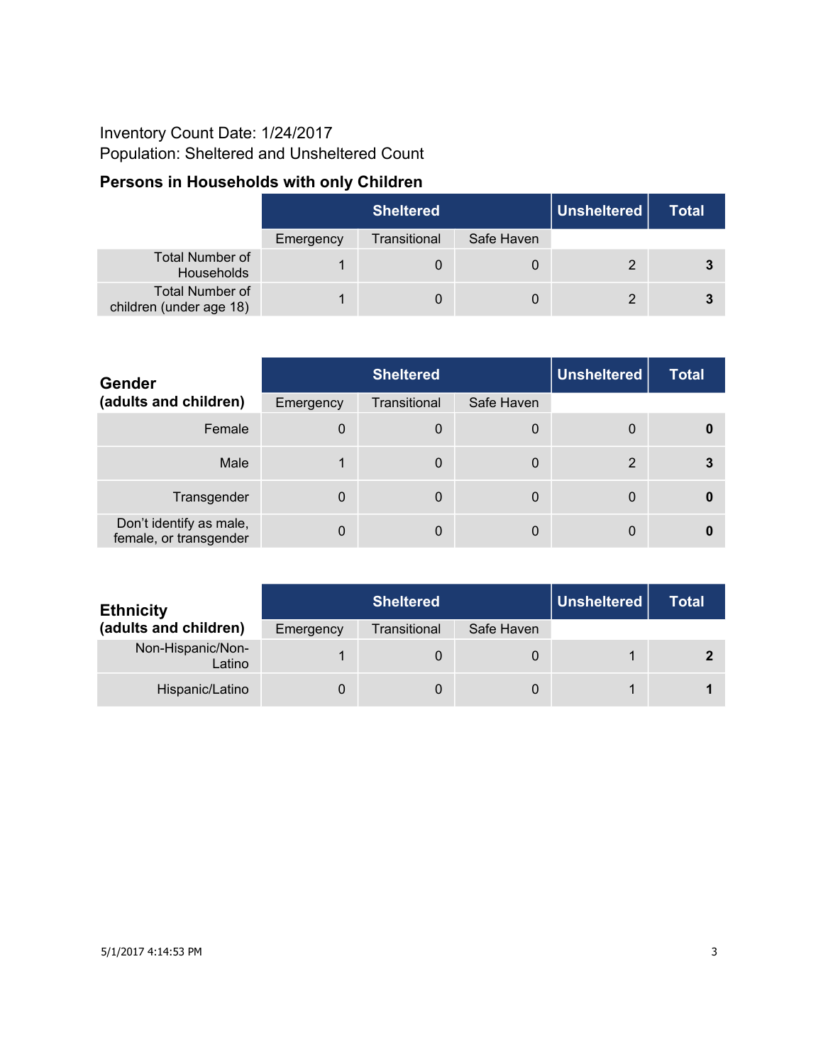Inventory Count Date: 1/24/2017

Population: Sheltered and Unsheltered Count

## Persons in Households with only Children

| | Sheltered | | | Unsheltered | Total |
|---|---|---|---|---|---|
| | Emergency | Transitional | Safe Haven | | |
| Total Number of Households | 1 | 0 | 0 | 2 | **3** |
| Total Number of children (under age 18) | 1 | 0 | 0 | 2 | **3** |

| **Gender (adults and children)** | Sheltered | | | Unsheltered | Total |
|---|---|---|---|---|---|
| | Emergency | Transitional | Safe Haven | | |
| Female | 0 | 0 | 0 | 0 | **0** |
| Male | 1 | 0 | 0 | 2 | **3** |
| Transgender | 0 | 0 | 0 | 0 | **0** |
| Don't identify as male, female, or transgender | 0 | 0 | 0 | 0 | **0** |

| **Ethnicity (adults and children)** | Sheltered | | | Unsheltered | Total |
|---|---|---|---|---|---|
| | Emergency | Transitional | Safe Haven | | |
| Non-Hispanic/Non-Latino | 1 | 0 | 0 | 1 | **2** |
| Hispanic/Latino | 0 | 0 | 0 | 1 | **1** |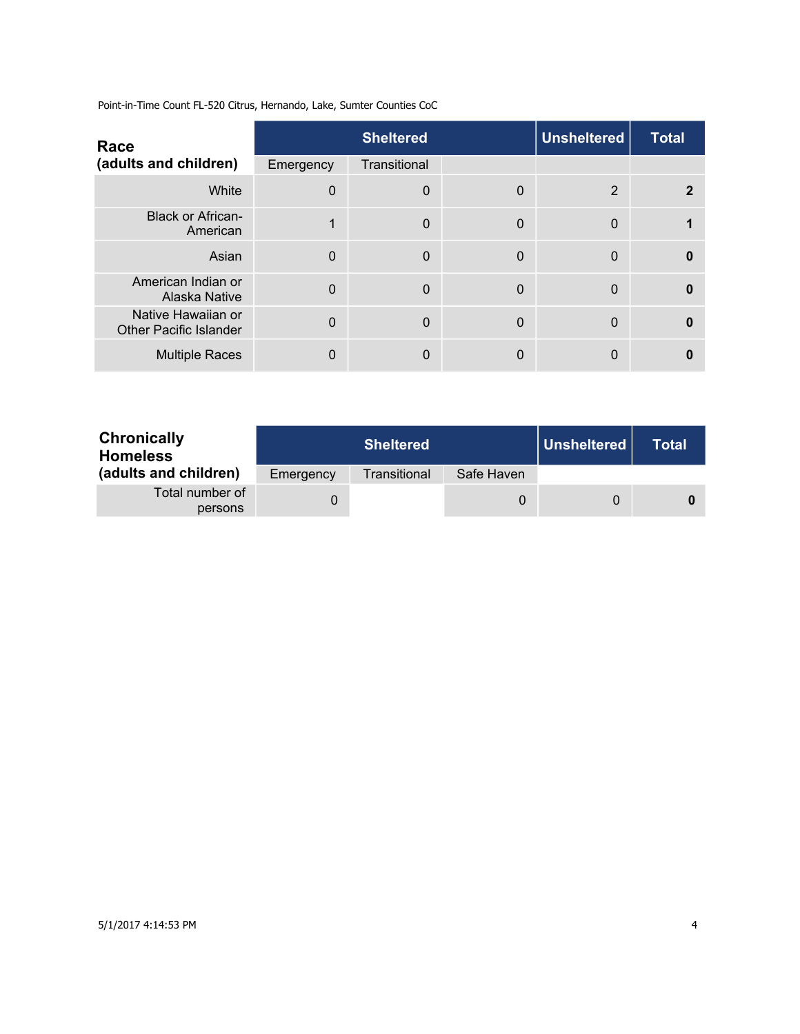Point-in-Time Count FL-520 Citrus, Hernando, Lake, Sumter Counties CoC

| Race (adults and children) | Sheltered | | | Unsheltered | Total |
|---|---|---|---|---|---|
| | Emergency | Transitional | | | |
| White | 0 | 0 | 0 | 2 | **2** |
| Black or African-American | 1 | 0 | 0 | 0 | **1** |
| Asian | 0 | 0 | 0 | 0 | **0** |
| American Indian or Alaska Native | 0 | 0 | 0 | 0 | **0** |
| Native Hawaiian or Other Pacific Islander | 0 | 0 | 0 | 0 | **0** |
| Multiple Races | 0 | 0 | 0 | 0 | **0** |

| Chronically Homeless (adults and children) | Sheltered | | | Unsheltered | Total |
|---|---|---|---|---|---|
| | Emergency | Transitional | Safe Haven | | |
| Total number of persons | 0 | | 0 | 0 | **0** |

5/1/2017 4:14:53 PM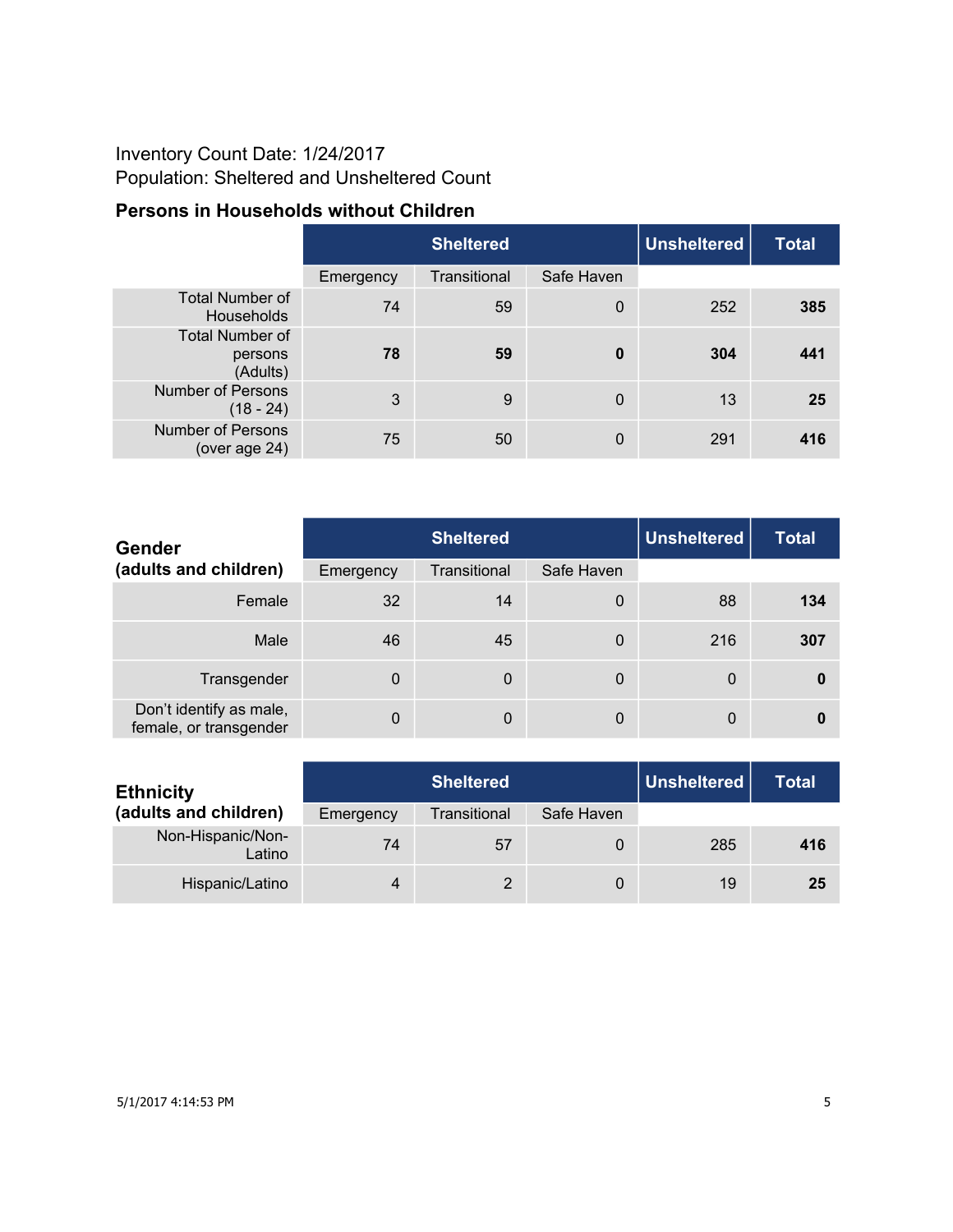Inventory Count Date: 1/24/2017
Population: Sheltered and Unsheltered Count

### Persons in Households without Children

| | Sheltered | | | Unsheltered | Total |
|---|---|---|---|---|---|
| | Emergency | Transitional | Safe Haven | | |
| Total Number of Households | 74 | 59 | 0 | 252 | **385** |
| Total Number of persons (Adults) | **78** | **59** | **0** | **304** | **441** |
| Number of Persons (18 - 24) | 3 | 9 | 0 | 13 | **25** |
| Number of Persons (over age 24) | 75 | 50 | 0 | 291 | **416** |

| **Gender (adults and children)** | Sheltered | | | Unsheltered | Total |
|---|---|---|---|---|---|
| | Emergency | Transitional | Safe Haven | | |
| Female | 32 | 14 | 0 | 88 | **134** |
| Male | 46 | 45 | 0 | 216 | **307** |
| Transgender | 0 | 0 | 0 | 0 | **0** |
| Don't identify as male, female, or transgender | 0 | 0 | 0 | 0 | **0** |

| **Ethnicity (adults and children)** | Sheltered | | | Unsheltered | Total |
|---|---|---|---|---|---|
| | Emergency | Transitional | Safe Haven | | |
| Non-Hispanic/Non-Latino | 74 | 57 | 0 | 285 | **416** |
| Hispanic/Latino | 4 | 2 | 0 | 19 | **25** |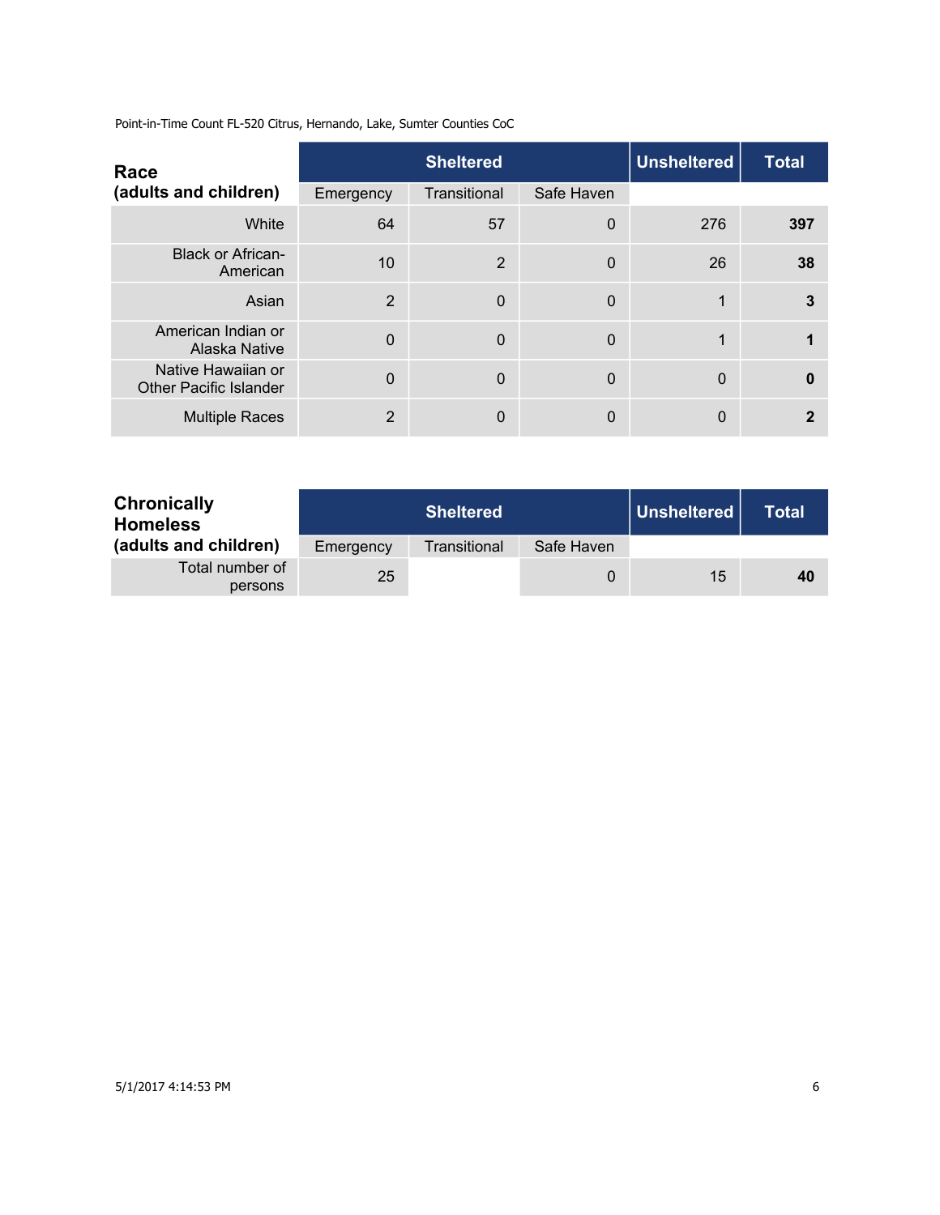Point-in-Time Count FL-520 Citrus, Hernando, Lake, Sumter Counties CoC

| Race (adults and children) | Sheltered | | | Unsheltered | Total |
|---|---|---|---|---|---|
| | Emergency | Transitional | Safe Haven | | |
| White | 64 | 57 | 0 | 276 | **397** |
| Black or African-American | 10 | 2 | 0 | 26 | **38** |
| Asian | 2 | 0 | 0 | 1 | **3** |
| American Indian or Alaska Native | 0 | 0 | 0 | 1 | **1** |
| Native Hawaiian or Other Pacific Islander | 0 | 0 | 0 | 0 | **0** |
| Multiple Races | 2 | 0 | 0 | 0 | **2** |

| Chronically Homeless (adults and children) | Sheltered | | | Unsheltered | Total |
|---|---|---|---|---|---|
| | Emergency | Transitional | Safe Haven | | |
| Total number of persons | 25 | | 0 | 15 | **40** |

5/1/2017 4:14:53 PM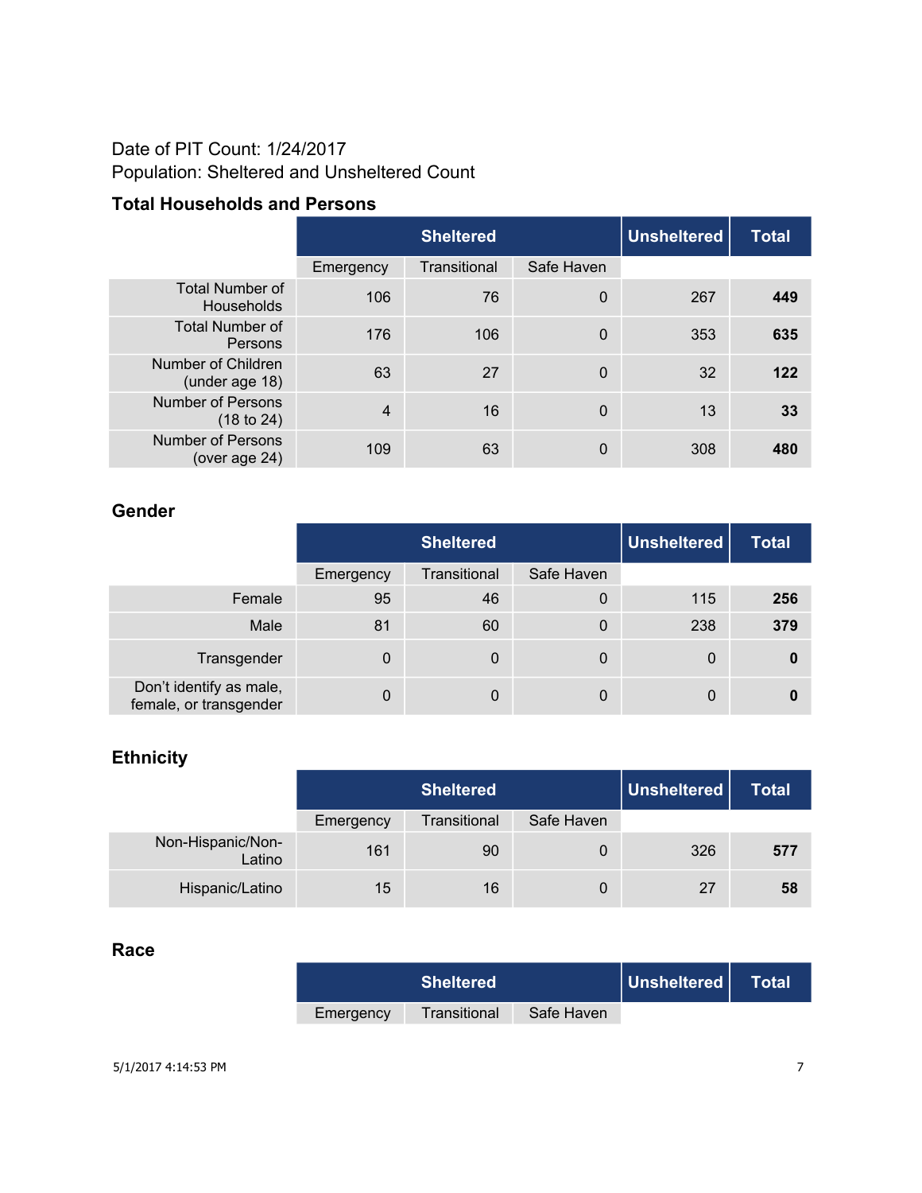Date of PIT Count: 1/24/2017
Population: Sheltered and Unsheltered Count

### Total Households and Persons

| | Sheltered | | | Unsheltered | Total |
|---|---|---|---|---|---|
| | Emergency | Transitional | Safe Haven | | |
| Total Number of Households | 106 | 76 | 0 | 267 | **449** |
| Total Number of Persons | 176 | 106 | 0 | 353 | **635** |
| Number of Children (under age 18) | 63 | 27 | 0 | 32 | **122** |
| Number of Persons (18 to 24) | 4 | 16 | 0 | 13 | **33** |
| Number of Persons (over age 24) | 109 | 63 | 0 | 308 | **480** |

### Gender

| | Sheltered | | | Unsheltered | Total |
|---|---|---|---|---|---|
| | Emergency | Transitional | Safe Haven | | |
| Female | 95 | 46 | 0 | 115 | **256** |
| Male | 81 | 60 | 0 | 238 | **379** |
| Transgender | 0 | 0 | 0 | 0 | **0** |
| Don't identify as male, female, or transgender | 0 | 0 | 0 | 0 | **0** |

### Ethnicity

| | Sheltered | | | Unsheltered | Total |
|---|---|---|---|---|---|
| | Emergency | Transitional | Safe Haven | | |
| Non-Hispanic/Non-Latino | 161 | 90 | 0 | 326 | **577** |
| Hispanic/Latino | 15 | 16 | 0 | 27 | **58** |

### Race

| | Sheltered | | | Unsheltered | Total |
|---|---|---|---|---|---|
| | Emergency | Transitional | Safe Haven | | |

5/1/2017 4:14:53 PM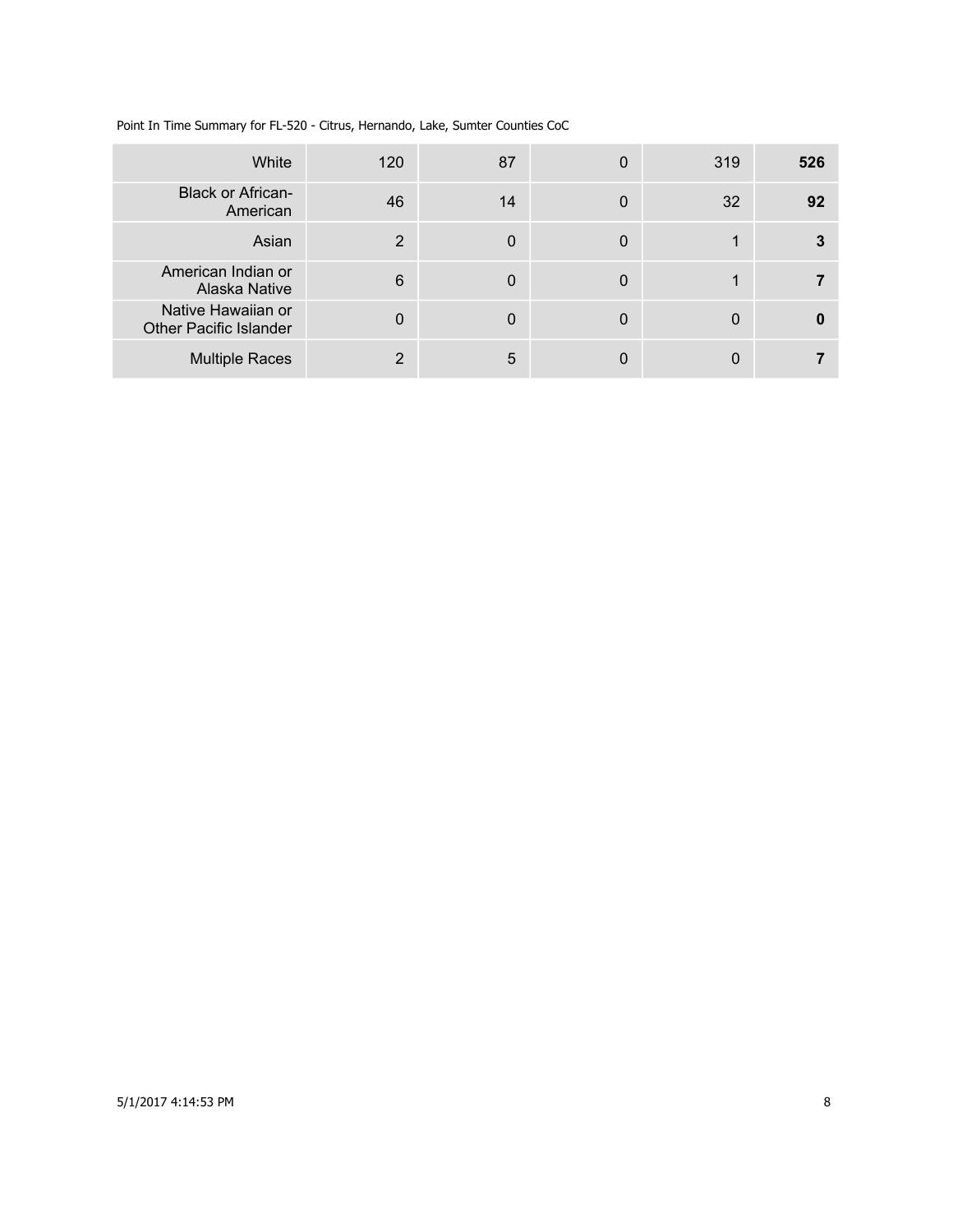| | | | | | |
|---|---|---|---|---|---|
| White | 120 | 87 | 0 | 319 | **526** |
| Black or African-American | 46 | 14 | 0 | 32 | **92** |
| Asian | 2 | 0 | 0 | 1 | **3** |
| American Indian or Alaska Native | 6 | 0 | 0 | 1 | **7** |
| Native Hawaiian or Other Pacific Islander | 0 | 0 | 0 | 0 | **0** |
| Multiple Races | 2 | 5 | 0 | 0 | **7** |